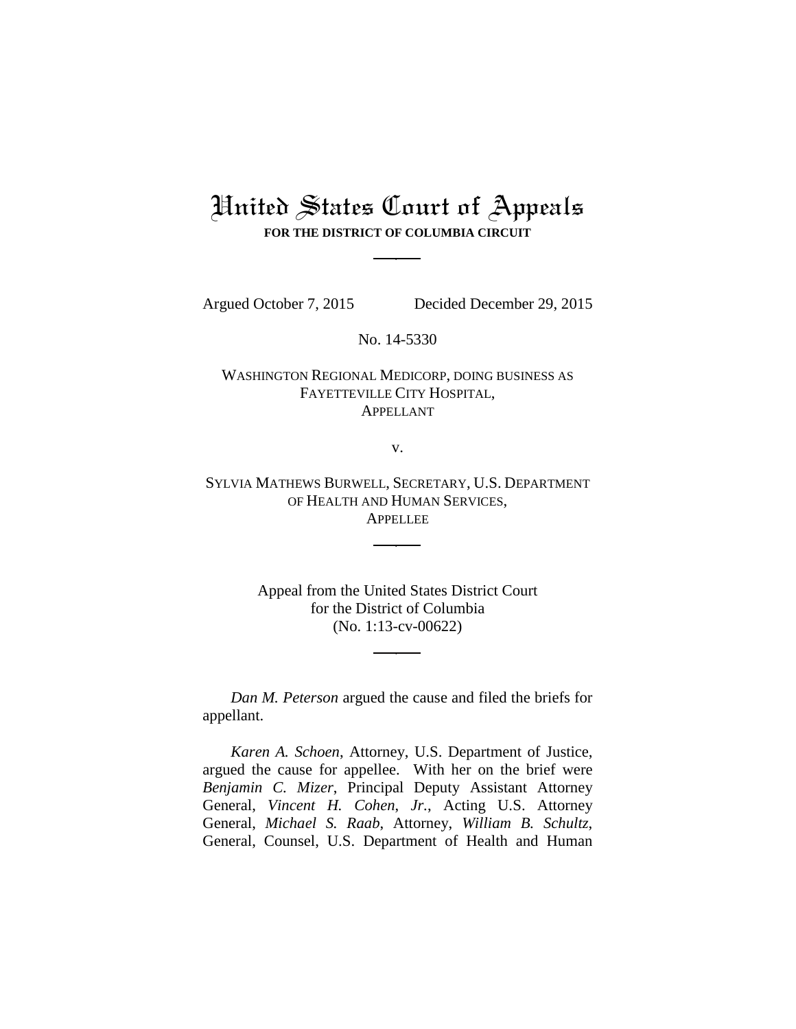# United States Court of Appeals

**FOR THE DISTRICT OF COLUMBIA CIRCUIT**

Argued October 7, 2015 Decided December 29, 2015

No. 14-5330

WASHINGTON REGIONAL MEDICORP, DOING BUSINESS AS FAYETTEVILLE CITY HOSPITAL,
APPELLANT

v.

SYLVIA MATHEWS BURWELL, SECRETARY, U.S. DEPARTMENT OF HEALTH AND HUMAN SERVICES,
APPELLEE

Appeal from the United States District Court
for the District of Columbia
(No. 1:13-cv-00622)

*Dan M. Peterson* argued the cause and filed the briefs for appellant.

*Karen A. Schoen,* Attorney, U.S. Department of Justice, argued the cause for appellee. With her on the brief were *Benjamin C. Mizer*, Principal Deputy Assistant Attorney General, *Vincent H. Cohen, Jr.*, Acting U.S. Attorney General, *Michael S. Raab*, Attorney, *William B. Schultz*, General, Counsel, U.S. Department of Health and Human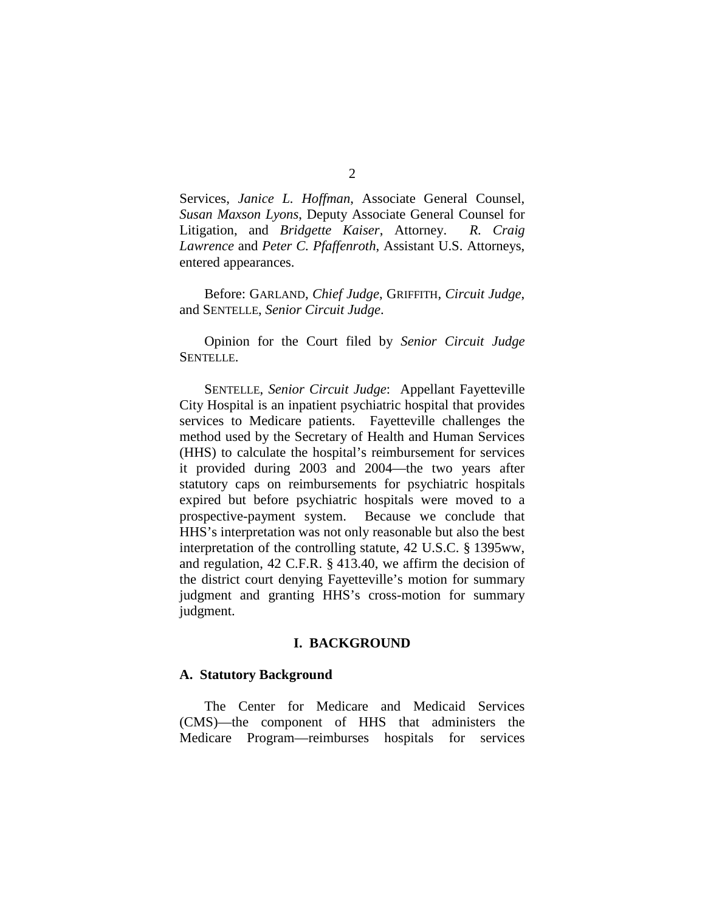Services, *Janice L. Hoffman*, Associate General Counsel, *Susan Maxson Lyons*, Deputy Associate General Counsel for Litigation, and *Bridgette Kaiser*, Attorney. *R. Craig Lawrence* and *Peter C. Pfaffenroth*, Assistant U.S. Attorneys, entered appearances.

Before: GARLAND, *Chief Judge*, GRIFFITH, *Circuit Judge*, and SENTELLE, *Senior Circuit Judge*.

Opinion for the Court filed by *Senior Circuit Judge* SENTELLE.

SENTELLE, *Senior Circuit Judge*: Appellant Fayetteville City Hospital is an inpatient psychiatric hospital that provides services to Medicare patients. Fayetteville challenges the method used by the Secretary of Health and Human Services (HHS) to calculate the hospital's reimbursement for services it provided during 2003 and 2004—the two years after statutory caps on reimbursements for psychiatric hospitals expired but before psychiatric hospitals were moved to a prospective-payment system. Because we conclude that HHS's interpretation was not only reasonable but also the best interpretation of the controlling statute, 42 U.S.C. § 1395ww, and regulation, 42 C.F.R. § 413.40, we affirm the decision of the district court denying Fayetteville's motion for summary judgment and granting HHS's cross-motion for summary judgment.

## I. BACKGROUND

### A. Statutory Background

The Center for Medicare and Medicaid Services (CMS)—the component of HHS that administers the Medicare Program—reimburses hospitals for services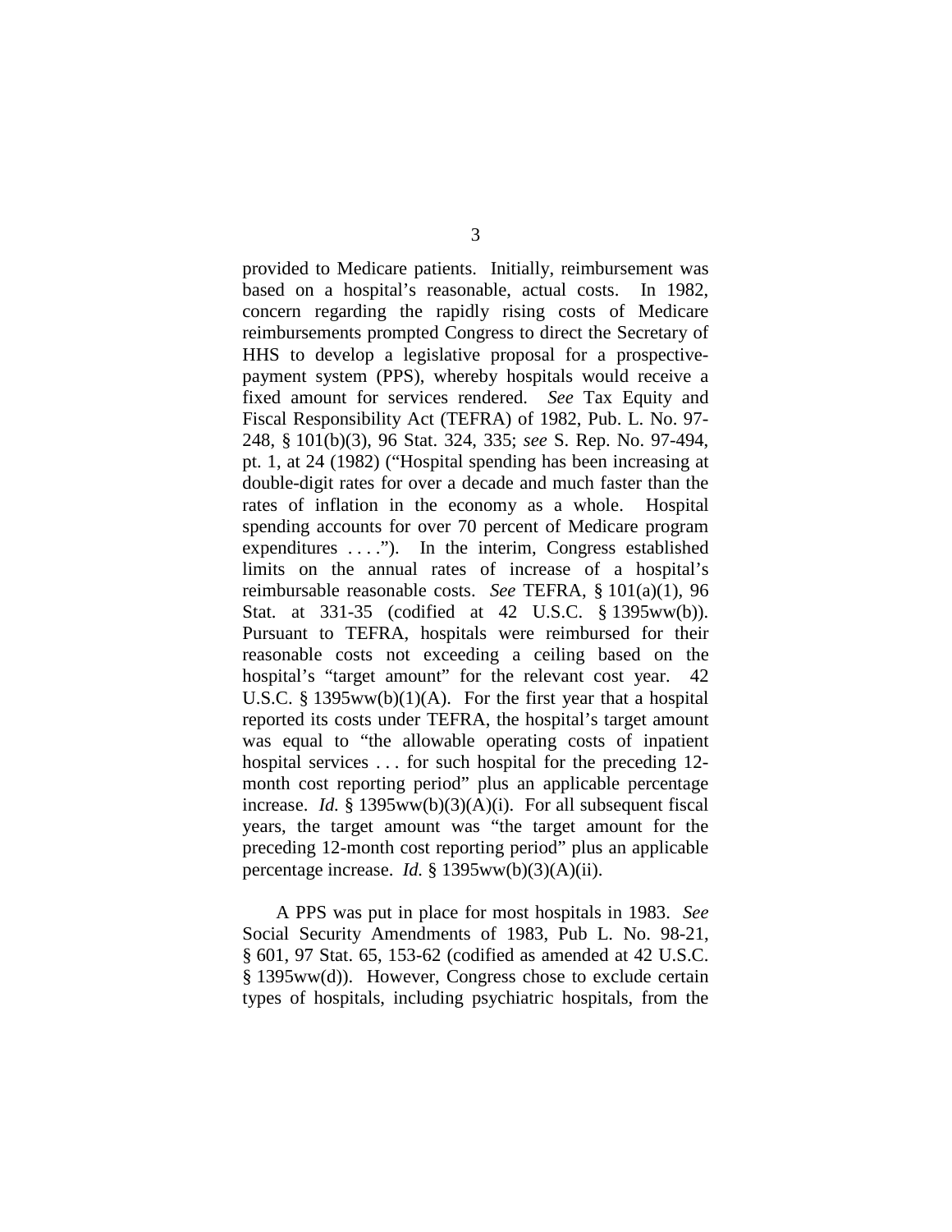provided to Medicare patients. Initially, reimbursement was based on a hospital's reasonable, actual costs. In 1982, concern regarding the rapidly rising costs of Medicare reimbursements prompted Congress to direct the Secretary of HHS to develop a legislative proposal for a prospective-payment system (PPS), whereby hospitals would receive a fixed amount for services rendered. *See* Tax Equity and Fiscal Responsibility Act (TEFRA) of 1982, Pub. L. No. 97-248, § 101(b)(3), 96 Stat. 324, 335; *see* S. Rep. No. 97-494, pt. 1, at 24 (1982) ("Hospital spending has been increasing at double-digit rates for over a decade and much faster than the rates of inflation in the economy as a whole. Hospital spending accounts for over 70 percent of Medicare program expenditures . . . ."). In the interim, Congress established limits on the annual rates of increase of a hospital's reimbursable reasonable costs. *See* TEFRA, § 101(a)(1), 96 Stat. at 331-35 (codified at 42 U.S.C. § 1395ww(b)). Pursuant to TEFRA, hospitals were reimbursed for their reasonable costs not exceeding a ceiling based on the hospital's "target amount" for the relevant cost year. 42 U.S.C. § 1395ww(b)(1)(A). For the first year that a hospital reported its costs under TEFRA, the hospital's target amount was equal to "the allowable operating costs of inpatient hospital services . . . for such hospital for the preceding 12-month cost reporting period" plus an applicable percentage increase. *Id.* § 1395ww(b)(3)(A)(i). For all subsequent fiscal years, the target amount was "the target amount for the preceding 12-month cost reporting period" plus an applicable percentage increase. *Id.* § 1395ww(b)(3)(A)(ii).

A PPS was put in place for most hospitals in 1983. *See* Social Security Amendments of 1983, Pub L. No. 98-21, § 601, 97 Stat. 65, 153-62 (codified as amended at 42 U.S.C. § 1395ww(d)). However, Congress chose to exclude certain types of hospitals, including psychiatric hospitals, from the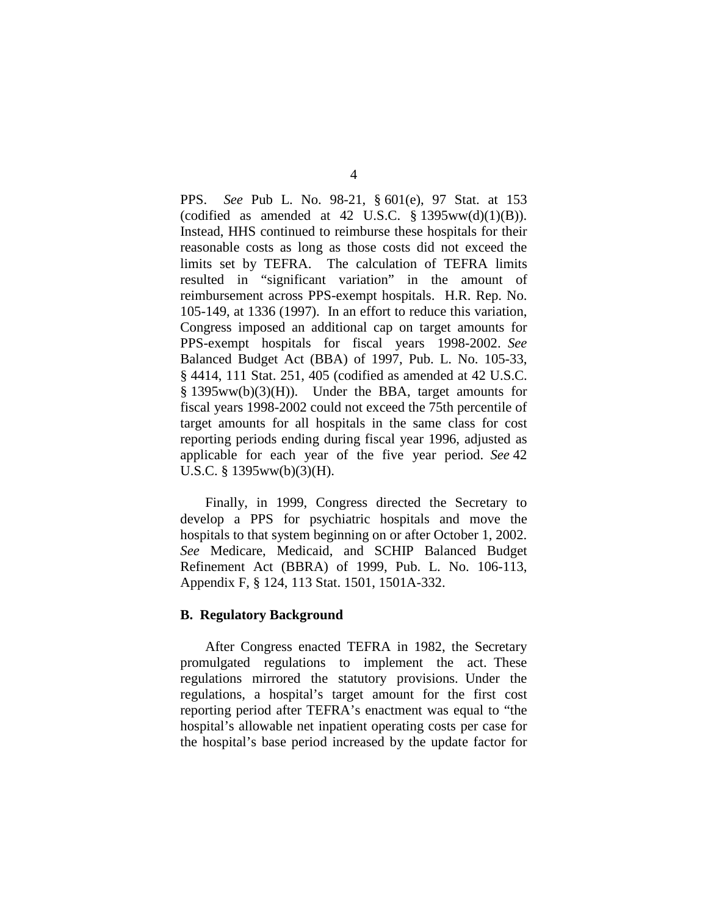PPS. *See* Pub L. No. 98-21, § 601(e), 97 Stat. at 153 (codified as amended at 42 U.S.C. § 1395ww(d)(1)(B)). Instead, HHS continued to reimburse these hospitals for their reasonable costs as long as those costs did not exceed the limits set by TEFRA. The calculation of TEFRA limits resulted in "significant variation" in the amount of reimbursement across PPS-exempt hospitals. H.R. Rep. No. 105-149, at 1336 (1997). In an effort to reduce this variation, Congress imposed an additional cap on target amounts for PPS-exempt hospitals for fiscal years 1998-2002. *See* Balanced Budget Act (BBA) of 1997, Pub. L. No. 105-33, § 4414, 111 Stat. 251, 405 (codified as amended at 42 U.S.C. § 1395ww(b)(3)(H)). Under the BBA, target amounts for fiscal years 1998-2002 could not exceed the 75th percentile of target amounts for all hospitals in the same class for cost reporting periods ending during fiscal year 1996, adjusted as applicable for each year of the five year period. *See* 42 U.S.C. § 1395ww(b)(3)(H).

Finally, in 1999, Congress directed the Secretary to develop a PPS for psychiatric hospitals and move the hospitals to that system beginning on or after October 1, 2002. *See* Medicare, Medicaid, and SCHIP Balanced Budget Refinement Act (BBRA) of 1999, Pub. L. No. 106-113, Appendix F, § 124, 113 Stat. 1501, 1501A-332.

**B. Regulatory Background**

After Congress enacted TEFRA in 1982, the Secretary promulgated regulations to implement the act. These regulations mirrored the statutory provisions. Under the regulations, a hospital's target amount for the first cost reporting period after TEFRA's enactment was equal to "the hospital's allowable net inpatient operating costs per case for the hospital's base period increased by the update factor for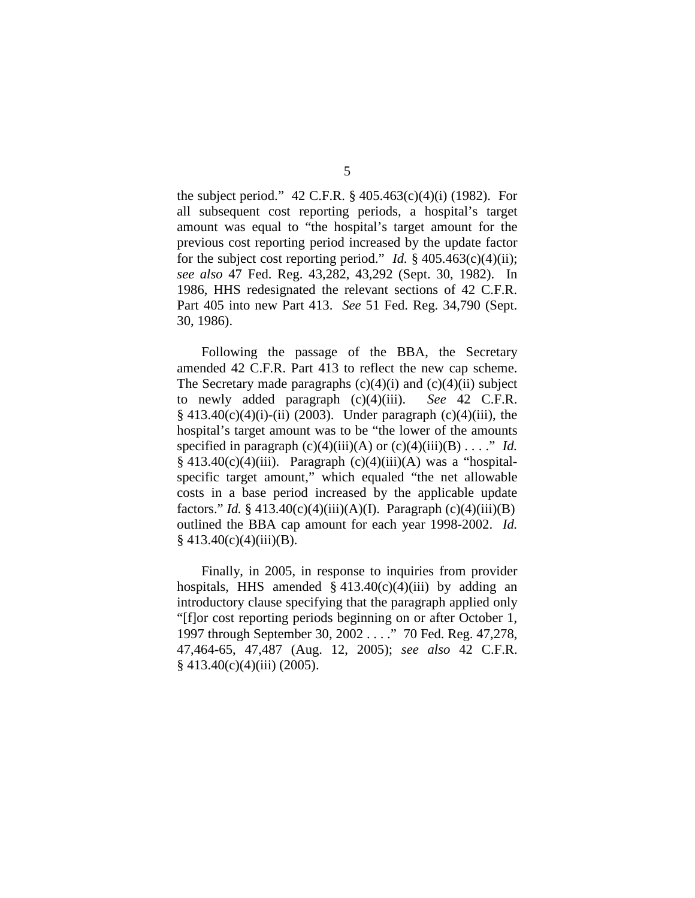the subject period." 42 C.F.R. § 405.463(c)(4)(i) (1982). For all subsequent cost reporting periods, a hospital's target amount was equal to "the hospital's target amount for the previous cost reporting period increased by the update factor for the subject cost reporting period." *Id.* § 405.463(c)(4)(ii); *see also* 47 Fed. Reg. 43,282, 43,292 (Sept. 30, 1982). In 1986, HHS redesignated the relevant sections of 42 C.F.R. Part 405 into new Part 413. *See* 51 Fed. Reg. 34,790 (Sept. 30, 1986).

Following the passage of the BBA, the Secretary amended 42 C.F.R. Part 413 to reflect the new cap scheme. The Secretary made paragraphs (c)(4)(i) and (c)(4)(ii) subject to newly added paragraph (c)(4)(iii). *See* 42 C.F.R. § 413.40(c)(4)(i)-(ii) (2003). Under paragraph (c)(4)(iii), the hospital's target amount was to be "the lower of the amounts specified in paragraph (c)(4)(iii)(A) or (c)(4)(iii)(B) . . . ." *Id.* § 413.40(c)(4)(iii). Paragraph (c)(4)(iii)(A) was a "hospital-specific target amount," which equaled "the net allowable costs in a base period increased by the applicable update factors." *Id.* § 413.40(c)(4)(iii)(A)(I). Paragraph (c)(4)(iii)(B) outlined the BBA cap amount for each year 1998-2002. *Id.* § 413.40(c)(4)(iii)(B).

Finally, in 2005, in response to inquiries from provider hospitals, HHS amended § 413.40(c)(4)(iii) by adding an introductory clause specifying that the paragraph applied only "[f]or cost reporting periods beginning on or after October 1, 1997 through September 30, 2002 . . . ." 70 Fed. Reg. 47,278, 47,464-65, 47,487 (Aug. 12, 2005); *see also* 42 C.F.R. § 413.40(c)(4)(iii) (2005).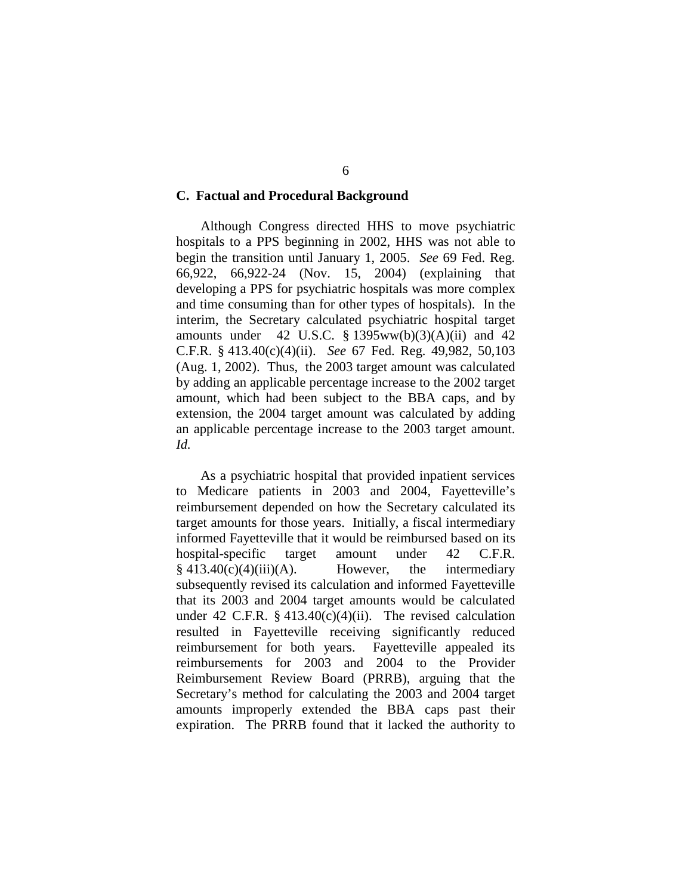### C. Factual and Procedural Background

Although Congress directed HHS to move psychiatric hospitals to a PPS beginning in 2002, HHS was not able to begin the transition until January 1, 2005. *See* 69 Fed. Reg. 66,922, 66,922-24 (Nov. 15, 2004) (explaining that developing a PPS for psychiatric hospitals was more complex and time consuming than for other types of hospitals). In the interim, the Secretary calculated psychiatric hospital target amounts under 42 U.S.C. § 1395ww(b)(3)(A)(ii) and 42 C.F.R. § 413.40(c)(4)(ii). *See* 67 Fed. Reg. 49,982, 50,103 (Aug. 1, 2002). Thus, the 2003 target amount was calculated by adding an applicable percentage increase to the 2002 target amount, which had been subject to the BBA caps, and by extension, the 2004 target amount was calculated by adding an applicable percentage increase to the 2003 target amount. *Id.*

As a psychiatric hospital that provided inpatient services to Medicare patients in 2003 and 2004, Fayetteville's reimbursement depended on how the Secretary calculated its target amounts for those years. Initially, a fiscal intermediary informed Fayetteville that it would be reimbursed based on its hospital-specific target amount under 42 C.F.R. § 413.40(c)(4)(iii)(A). However, the intermediary subsequently revised its calculation and informed Fayetteville that its 2003 and 2004 target amounts would be calculated under 42 C.F.R. § 413.40(c)(4)(ii). The revised calculation resulted in Fayetteville receiving significantly reduced reimbursement for both years. Fayetteville appealed its reimbursements for 2003 and 2004 to the Provider Reimbursement Review Board (PRRB), arguing that the Secretary's method for calculating the 2003 and 2004 target amounts improperly extended the BBA caps past their expiration. The PRRB found that it lacked the authority to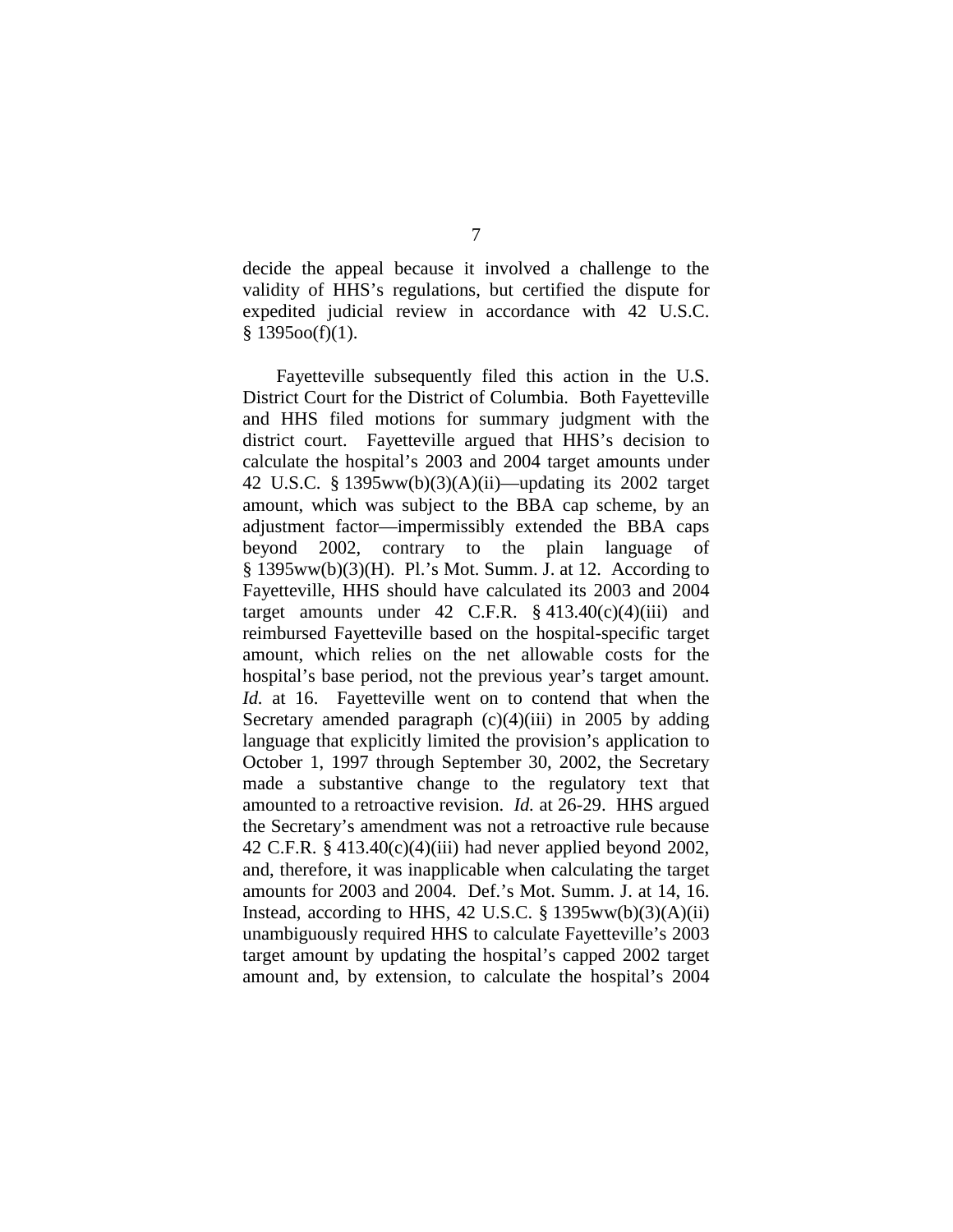decide the appeal because it involved a challenge to the validity of HHS's regulations, but certified the dispute for expedited judicial review in accordance with 42 U.S.C. § 1395oo(f)(1).

Fayetteville subsequently filed this action in the U.S. District Court for the District of Columbia. Both Fayetteville and HHS filed motions for summary judgment with the district court. Fayetteville argued that HHS's decision to calculate the hospital's 2003 and 2004 target amounts under 42 U.S.C. § 1395ww(b)(3)(A)(ii)—updating its 2002 target amount, which was subject to the BBA cap scheme, by an adjustment factor—impermissibly extended the BBA caps beyond 2002, contrary to the plain language of § 1395ww(b)(3)(H). Pl.'s Mot. Summ. J. at 12. According to Fayetteville, HHS should have calculated its 2003 and 2004 target amounts under 42 C.F.R. § 413.40(c)(4)(iii) and reimbursed Fayetteville based on the hospital-specific target amount, which relies on the net allowable costs for the hospital's base period, not the previous year's target amount. *Id.* at 16. Fayetteville went on to contend that when the Secretary amended paragraph (c)(4)(iii) in 2005 by adding language that explicitly limited the provision's application to October 1, 1997 through September 30, 2002, the Secretary made a substantive change to the regulatory text that amounted to a retroactive revision. *Id.* at 26-29. HHS argued the Secretary's amendment was not a retroactive rule because 42 C.F.R. § 413.40(c)(4)(iii) had never applied beyond 2002, and, therefore, it was inapplicable when calculating the target amounts for 2003 and 2004. Def.'s Mot. Summ. J. at 14, 16. Instead, according to HHS, 42 U.S.C. § 1395ww(b)(3)(A)(ii) unambiguously required HHS to calculate Fayetteville's 2003 target amount by updating the hospital's capped 2002 target amount and, by extension, to calculate the hospital's 2004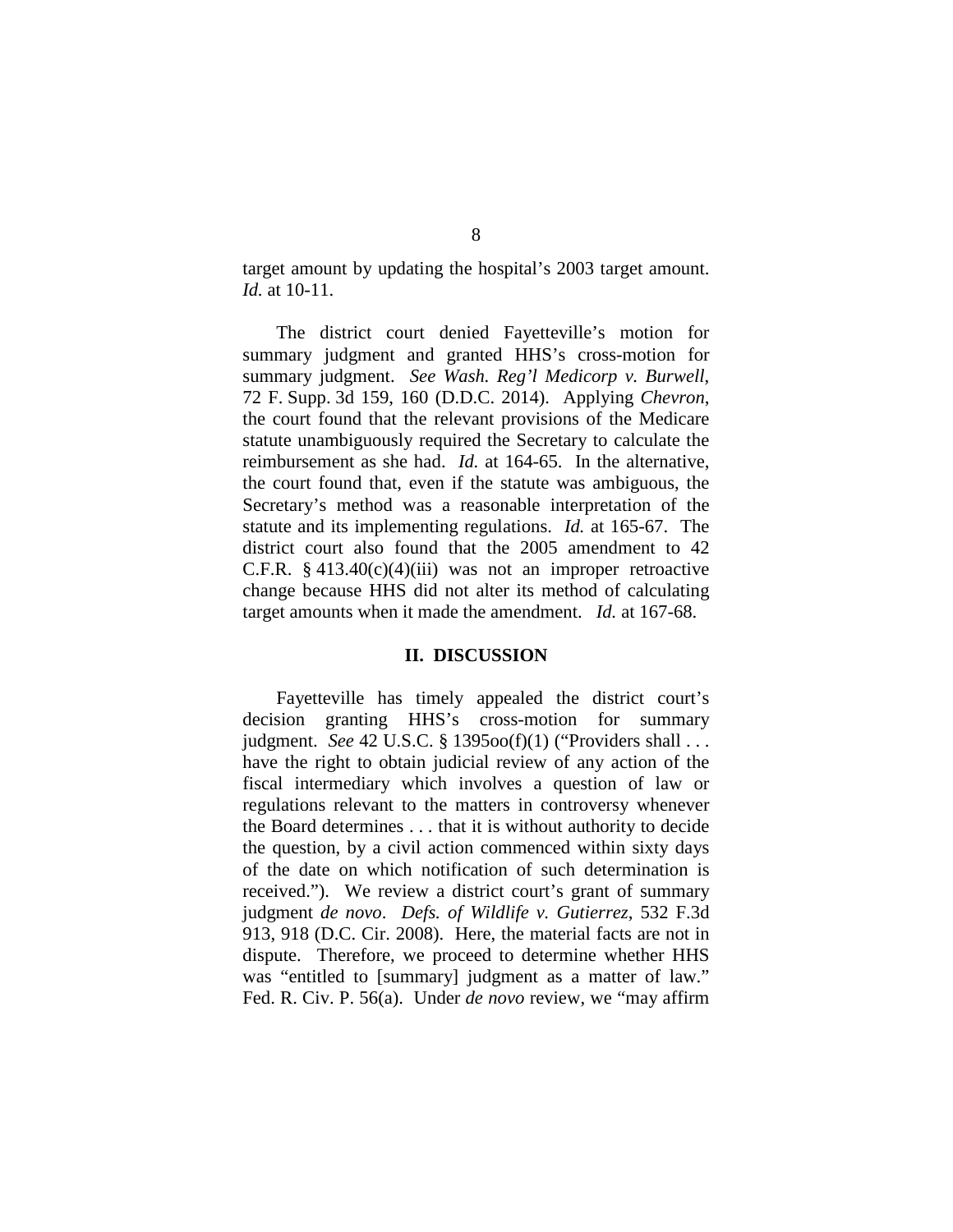target amount by updating the hospital's 2003 target amount. *Id.* at 10-11.

The district court denied Fayetteville's motion for summary judgment and granted HHS's cross-motion for summary judgment. *See Wash. Reg'l Medicorp v. Burwell*, 72 F. Supp. 3d 159, 160 (D.D.C. 2014). Applying *Chevron*, the court found that the relevant provisions of the Medicare statute unambiguously required the Secretary to calculate the reimbursement as she had. *Id.* at 164-65. In the alternative, the court found that, even if the statute was ambiguous, the Secretary's method was a reasonable interpretation of the statute and its implementing regulations. *Id.* at 165-67. The district court also found that the 2005 amendment to 42 C.F.R. § 413.40(c)(4)(iii) was not an improper retroactive change because HHS did not alter its method of calculating target amounts when it made the amendment. *Id.* at 167-68.

## II. DISCUSSION

Fayetteville has timely appealed the district court's decision granting HHS's cross-motion for summary judgment. *See* 42 U.S.C. § 1395oo(f)(1) ("Providers shall . . . have the right to obtain judicial review of any action of the fiscal intermediary which involves a question of law or regulations relevant to the matters in controversy whenever the Board determines . . . that it is without authority to decide the question, by a civil action commenced within sixty days of the date on which notification of such determination is received."). We review a district court's grant of summary judgment *de novo*. *Defs. of Wildlife v. Gutierrez*, 532 F.3d 913, 918 (D.C. Cir. 2008). Here, the material facts are not in dispute. Therefore, we proceed to determine whether HHS was "entitled to [summary] judgment as a matter of law." Fed. R. Civ. P. 56(a). Under *de novo* review, we "may affirm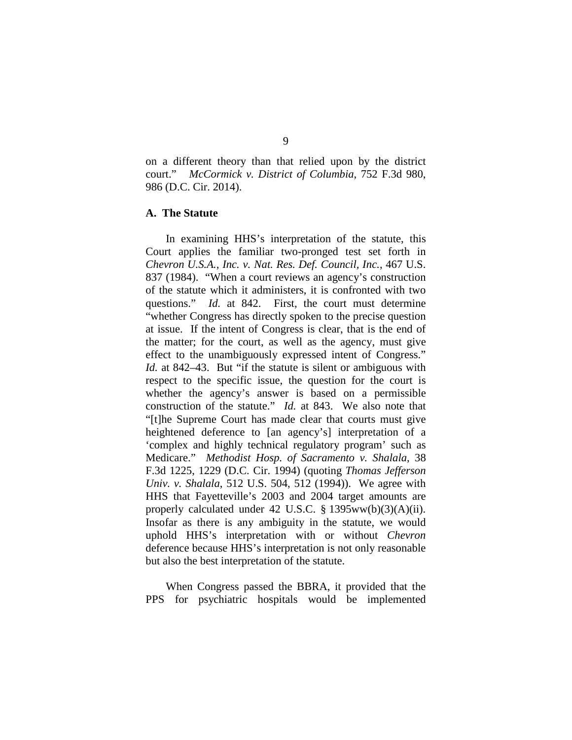on a different theory than that relied upon by the district court." *McCormick v. District of Columbia*, 752 F.3d 980, 986 (D.C. Cir. 2014).

### A. The Statute

In examining HHS's interpretation of the statute, this Court applies the familiar two-pronged test set forth in *Chevron U.S.A., Inc. v. Nat. Res. Def. Council, Inc.*, 467 U.S. 837 (1984). "When a court reviews an agency's construction of the statute which it administers, it is confronted with two questions." *Id.* at 842. First, the court must determine "whether Congress has directly spoken to the precise question at issue. If the intent of Congress is clear, that is the end of the matter; for the court, as well as the agency, must give effect to the unambiguously expressed intent of Congress." *Id.* at 842–43. But "if the statute is silent or ambiguous with respect to the specific issue, the question for the court is whether the agency's answer is based on a permissible construction of the statute." *Id.* at 843. We also note that "[t]he Supreme Court has made clear that courts must give heightened deference to [an agency's] interpretation of a 'complex and highly technical regulatory program' such as Medicare." *Methodist Hosp. of Sacramento v. Shalala*, 38 F.3d 1225, 1229 (D.C. Cir. 1994) (quoting *Thomas Jefferson Univ. v. Shalala*, 512 U.S. 504, 512 (1994)). We agree with HHS that Fayetteville's 2003 and 2004 target amounts are properly calculated under 42 U.S.C. § 1395ww(b)(3)(A)(ii). Insofar as there is any ambiguity in the statute, we would uphold HHS's interpretation with or without *Chevron* deference because HHS's interpretation is not only reasonable but also the best interpretation of the statute.

When Congress passed the BBRA, it provided that the PPS for psychiatric hospitals would be implemented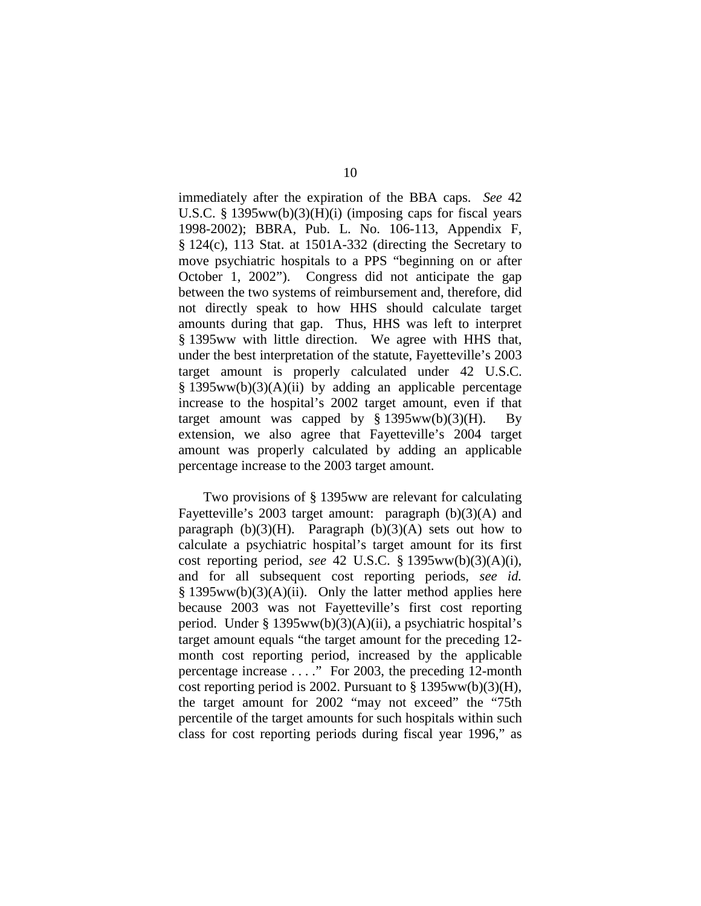immediately after the expiration of the BBA caps. *See* 42 U.S.C. § 1395ww(b)(3)(H)(i) (imposing caps for fiscal years 1998-2002); BBRA, Pub. L. No. 106-113, Appendix F, § 124(c), 113 Stat. at 1501A-332 (directing the Secretary to move psychiatric hospitals to a PPS "beginning on or after October 1, 2002"). Congress did not anticipate the gap between the two systems of reimbursement and, therefore, did not directly speak to how HHS should calculate target amounts during that gap. Thus, HHS was left to interpret § 1395ww with little direction. We agree with HHS that, under the best interpretation of the statute, Fayetteville's 2003 target amount is properly calculated under 42 U.S.C. § 1395ww(b)(3)(A)(ii) by adding an applicable percentage increase to the hospital's 2002 target amount, even if that target amount was capped by § 1395ww(b)(3)(H). By extension, we also agree that Fayetteville's 2004 target amount was properly calculated by adding an applicable percentage increase to the 2003 target amount.

Two provisions of § 1395ww are relevant for calculating Fayetteville's 2003 target amount: paragraph (b)(3)(A) and paragraph (b)(3)(H). Paragraph (b)(3)(A) sets out how to calculate a psychiatric hospital's target amount for its first cost reporting period, *see* 42 U.S.C. § 1395ww(b)(3)(A)(i), and for all subsequent cost reporting periods, *see id.* § 1395ww(b)(3)(A)(ii). Only the latter method applies here because 2003 was not Fayetteville's first cost reporting period. Under § 1395ww(b)(3)(A)(ii), a psychiatric hospital's target amount equals "the target amount for the preceding 12-month cost reporting period, increased by the applicable percentage increase . . . ." For 2003, the preceding 12-month cost reporting period is 2002. Pursuant to § 1395ww(b)(3)(H), the target amount for 2002 "may not exceed" the "75th percentile of the target amounts for such hospitals within such class for cost reporting periods during fiscal year 1996," as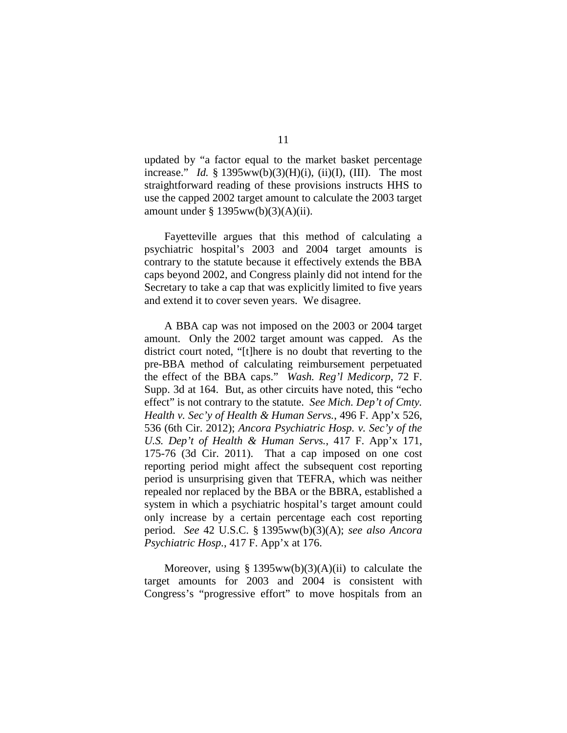updated by "a factor equal to the market basket percentage increase." *Id.* § 1395ww(b)(3)(H)(i), (ii)(I), (III). The most straightforward reading of these provisions instructs HHS to use the capped 2002 target amount to calculate the 2003 target amount under § 1395ww(b)(3)(A)(ii).

Fayetteville argues that this method of calculating a psychiatric hospital's 2003 and 2004 target amounts is contrary to the statute because it effectively extends the BBA caps beyond 2002, and Congress plainly did not intend for the Secretary to take a cap that was explicitly limited to five years and extend it to cover seven years. We disagree.

A BBA cap was not imposed on the 2003 or 2004 target amount. Only the 2002 target amount was capped. As the district court noted, "[t]here is no doubt that reverting to the pre-BBA method of calculating reimbursement perpetuated the effect of the BBA caps." *Wash. Reg'l Medicorp*, 72 F. Supp. 3d at 164. But, as other circuits have noted, this "echo effect" is not contrary to the statute. *See Mich. Dep't of Cmty. Health v. Sec'y of Health & Human Servs.*, 496 F. App'x 526, 536 (6th Cir. 2012); *Ancora Psychiatric Hosp. v. Sec'y of the U.S. Dep't of Health & Human Servs.*, 417 F. App'x 171, 175-76 (3d Cir. 2011). That a cap imposed on one cost reporting period might affect the subsequent cost reporting period is unsurprising given that TEFRA, which was neither repealed nor replaced by the BBA or the BBRA, established a system in which a psychiatric hospital's target amount could only increase by a certain percentage each cost reporting period. *See* 42 U.S.C. § 1395ww(b)(3)(A); *see also Ancora Psychiatric Hosp.*, 417 F. App'x at 176.

Moreover, using § 1395ww(b)(3)(A)(ii) to calculate the target amounts for 2003 and 2004 is consistent with Congress's "progressive effort" to move hospitals from an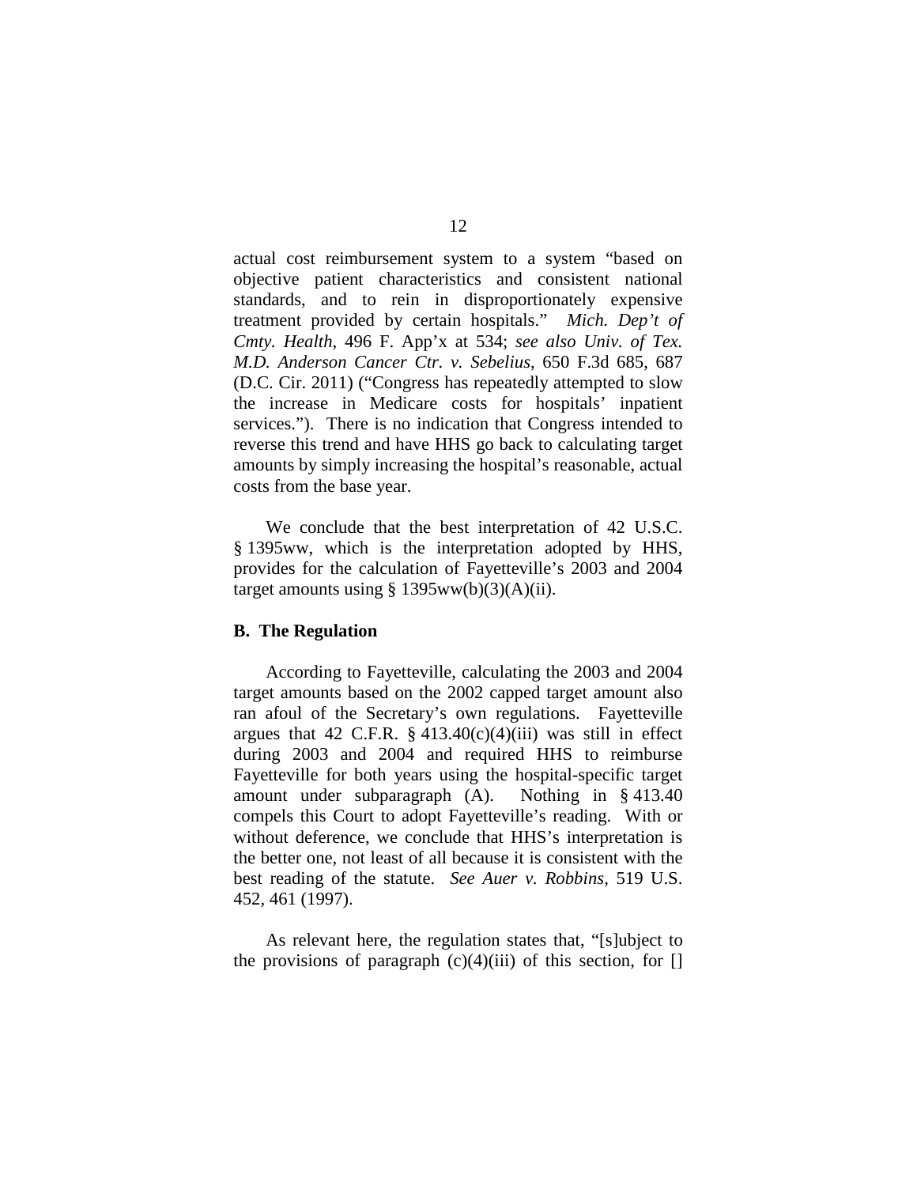actual cost reimbursement system to a system "based on objective patient characteristics and consistent national standards, and to rein in disproportionately expensive treatment provided by certain hospitals." *Mich. Dep't of Cmty. Health*, 496 F. App'x at 534; *see also Univ. of Tex. M.D. Anderson Cancer Ctr. v. Sebelius*, 650 F.3d 685, 687 (D.C. Cir. 2011) ("Congress has repeatedly attempted to slow the increase in Medicare costs for hospitals' inpatient services."). There is no indication that Congress intended to reverse this trend and have HHS go back to calculating target amounts by simply increasing the hospital's reasonable, actual costs from the base year.

We conclude that the best interpretation of 42 U.S.C. § 1395ww, which is the interpretation adopted by HHS, provides for the calculation of Fayetteville's 2003 and 2004 target amounts using § 1395ww(b)(3)(A)(ii).

### B. The Regulation

According to Fayetteville, calculating the 2003 and 2004 target amounts based on the 2002 capped target amount also ran afoul of the Secretary's own regulations. Fayetteville argues that 42 C.F.R. § 413.40(c)(4)(iii) was still in effect during 2003 and 2004 and required HHS to reimburse Fayetteville for both years using the hospital-specific target amount under subparagraph (A). Nothing in § 413.40 compels this Court to adopt Fayetteville's reading. With or without deference, we conclude that HHS's interpretation is the better one, not least of all because it is consistent with the best reading of the statute. *See Auer v. Robbins*, 519 U.S. 452, 461 (1997).

As relevant here, the regulation states that, "[s]ubject to the provisions of paragraph (c)(4)(iii) of this section, for []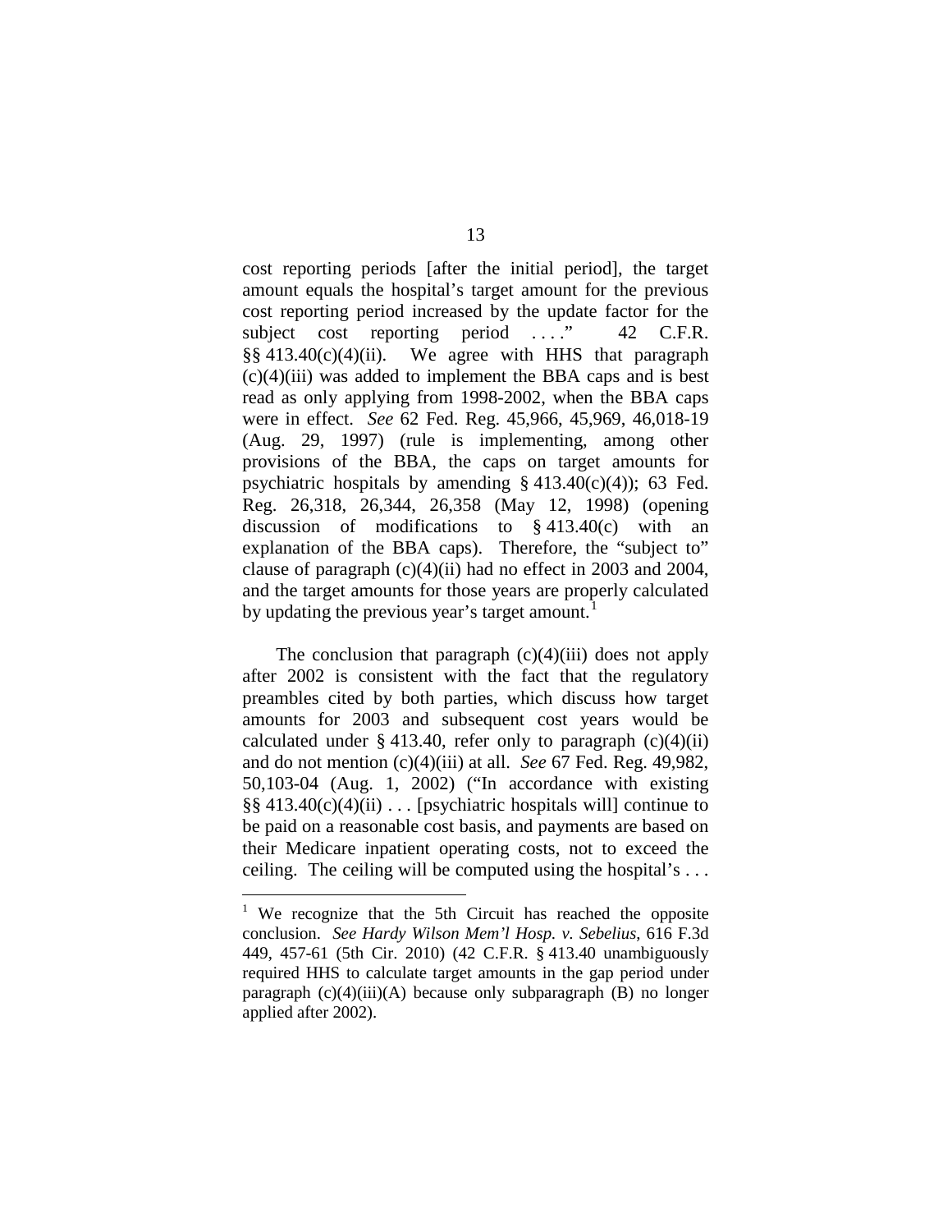cost reporting periods [after the initial period], the target amount equals the hospital's target amount for the previous cost reporting period increased by the update factor for the subject cost reporting period . . . ." 42 C.F.R. §§ 413.40(c)(4)(ii). We agree with HHS that paragraph (c)(4)(iii) was added to implement the BBA caps and is best read as only applying from 1998-2002, when the BBA caps were in effect. *See* 62 Fed. Reg. 45,966, 45,969, 46,018-19 (Aug. 29, 1997) (rule is implementing, among other provisions of the BBA, the caps on target amounts for psychiatric hospitals by amending § 413.40(c)(4)); 63 Fed. Reg. 26,318, 26,344, 26,358 (May 12, 1998) (opening discussion of modifications to § 413.40(c) with an explanation of the BBA caps). Therefore, the "subject to" clause of paragraph (c)(4)(ii) had no effect in 2003 and 2004, and the target amounts for those years are properly calculated by updating the previous year's target amount.[1]

The conclusion that paragraph (c)(4)(iii) does not apply after 2002 is consistent with the fact that the regulatory preambles cited by both parties, which discuss how target amounts for 2003 and subsequent cost years would be calculated under § 413.40, refer only to paragraph (c)(4)(ii) and do not mention (c)(4)(iii) at all. *See* 67 Fed. Reg. 49,982, 50,103-04 (Aug. 1, 2002) ("In accordance with existing §§ 413.40(c)(4)(ii) . . . [psychiatric hospitals will] continue to be paid on a reasonable cost basis, and payments are based on their Medicare inpatient operating costs, not to exceed the ceiling. The ceiling will be computed using the hospital's . . .

---

[1] We recognize that the 5th Circuit has reached the opposite conclusion. *See Hardy Wilson Mem'l Hosp. v. Sebelius*, 616 F.3d 449, 457-61 (5th Cir. 2010) (42 C.F.R. § 413.40 unambiguously required HHS to calculate target amounts in the gap period under paragraph (c)(4)(iii)(A) because only subparagraph (B) no longer applied after 2002).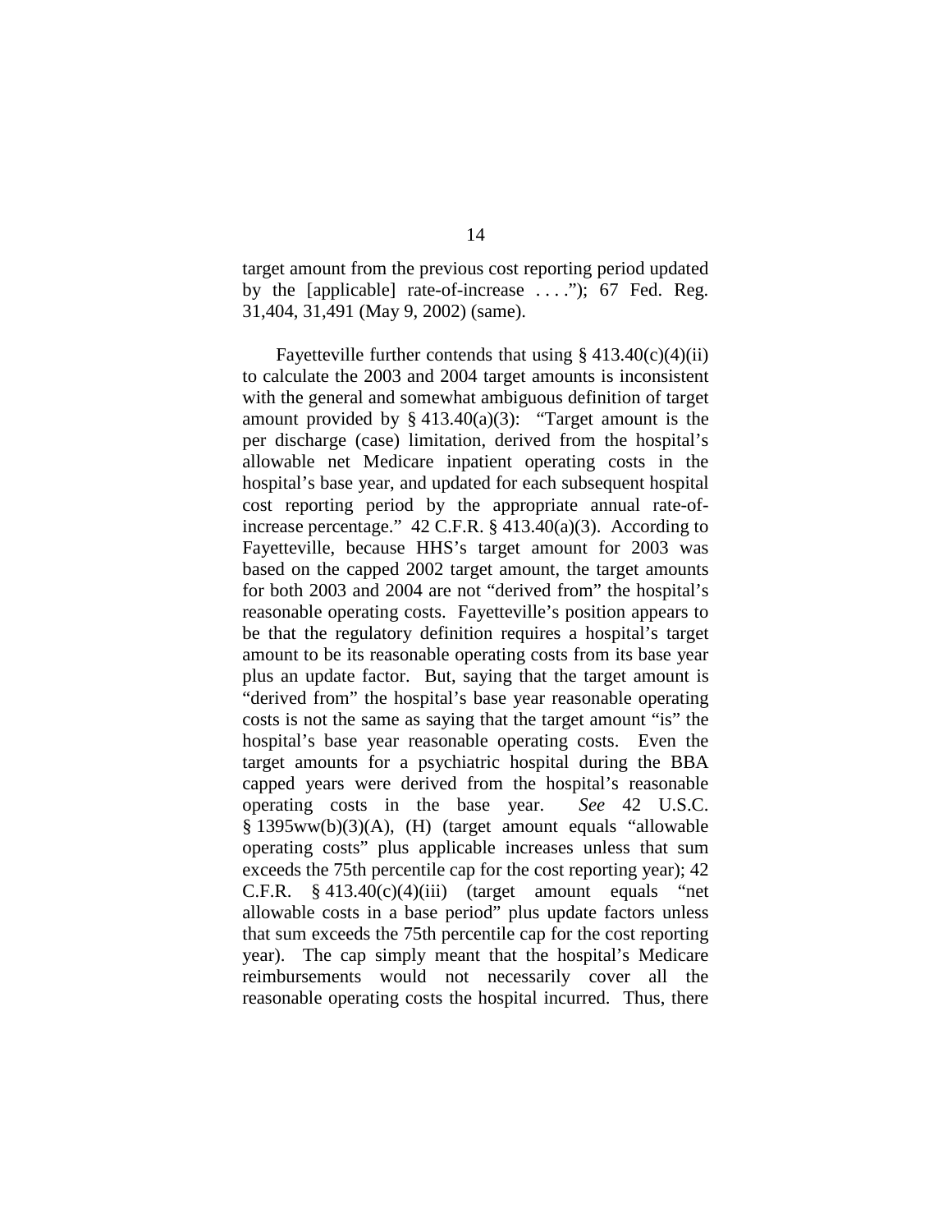target amount from the previous cost reporting period updated by the [applicable] rate-of-increase . . . ."); 67 Fed. Reg. 31,404, 31,491 (May 9, 2002) (same).

Fayetteville further contends that using § 413.40(c)(4)(ii) to calculate the 2003 and 2004 target amounts is inconsistent with the general and somewhat ambiguous definition of target amount provided by § 413.40(a)(3): "Target amount is the per discharge (case) limitation, derived from the hospital's allowable net Medicare inpatient operating costs in the hospital's base year, and updated for each subsequent hospital cost reporting period by the appropriate annual rate-of-increase percentage." 42 C.F.R. § 413.40(a)(3). According to Fayetteville, because HHS's target amount for 2003 was based on the capped 2002 target amount, the target amounts for both 2003 and 2004 are not "derived from" the hospital's reasonable operating costs. Fayetteville's position appears to be that the regulatory definition requires a hospital's target amount to be its reasonable operating costs from its base year plus an update factor. But, saying that the target amount is "derived from" the hospital's base year reasonable operating costs is not the same as saying that the target amount "is" the hospital's base year reasonable operating costs. Even the target amounts for a psychiatric hospital during the BBA capped years were derived from the hospital's reasonable operating costs in the base year. *See* 42 U.S.C. § 1395ww(b)(3)(A), (H) (target amount equals "allowable operating costs" plus applicable increases unless that sum exceeds the 75th percentile cap for the cost reporting year); 42 C.F.R. § 413.40(c)(4)(iii) (target amount equals "net allowable costs in a base period" plus update factors unless that sum exceeds the 75th percentile cap for the cost reporting year). The cap simply meant that the hospital's Medicare reimbursements would not necessarily cover all the reasonable operating costs the hospital incurred. Thus, there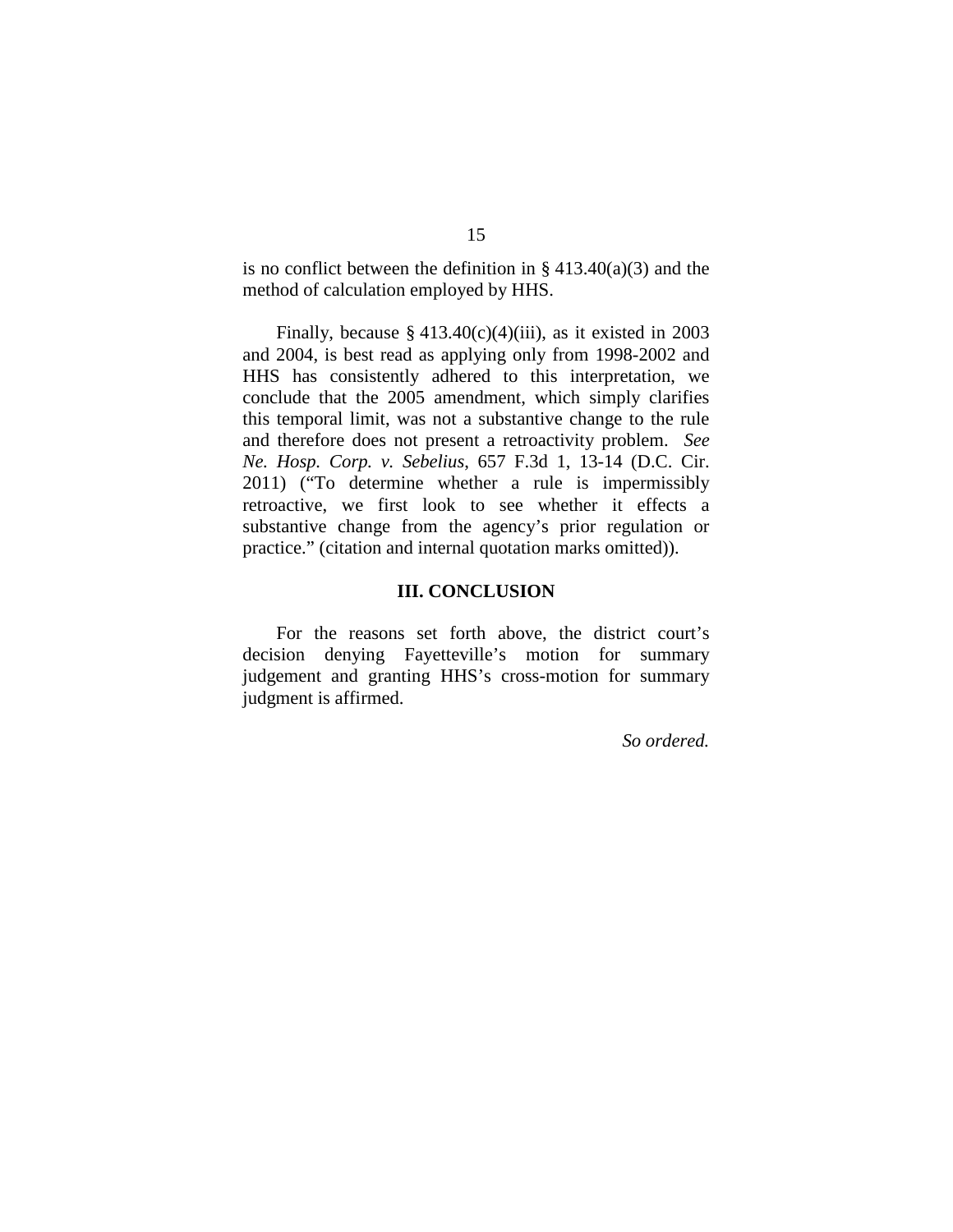is no conflict between the definition in § 413.40(a)(3) and the method of calculation employed by HHS.

Finally, because § 413.40(c)(4)(iii), as it existed in 2003 and 2004, is best read as applying only from 1998-2002 and HHS has consistently adhered to this interpretation, we conclude that the 2005 amendment, which simply clarifies this temporal limit, was not a substantive change to the rule and therefore does not present a retroactivity problem. *See Ne. Hosp. Corp. v. Sebelius*, 657 F.3d 1, 13-14 (D.C. Cir. 2011) ("To determine whether a rule is impermissibly retroactive, we first look to see whether it effects a substantive change from the agency's prior regulation or practice." (citation and internal quotation marks omitted)).

### III. CONCLUSION

For the reasons set forth above, the district court's decision denying Fayetteville's motion for summary judgement and granting HHS's cross-motion for summary judgment is affirmed.

*So ordered.*